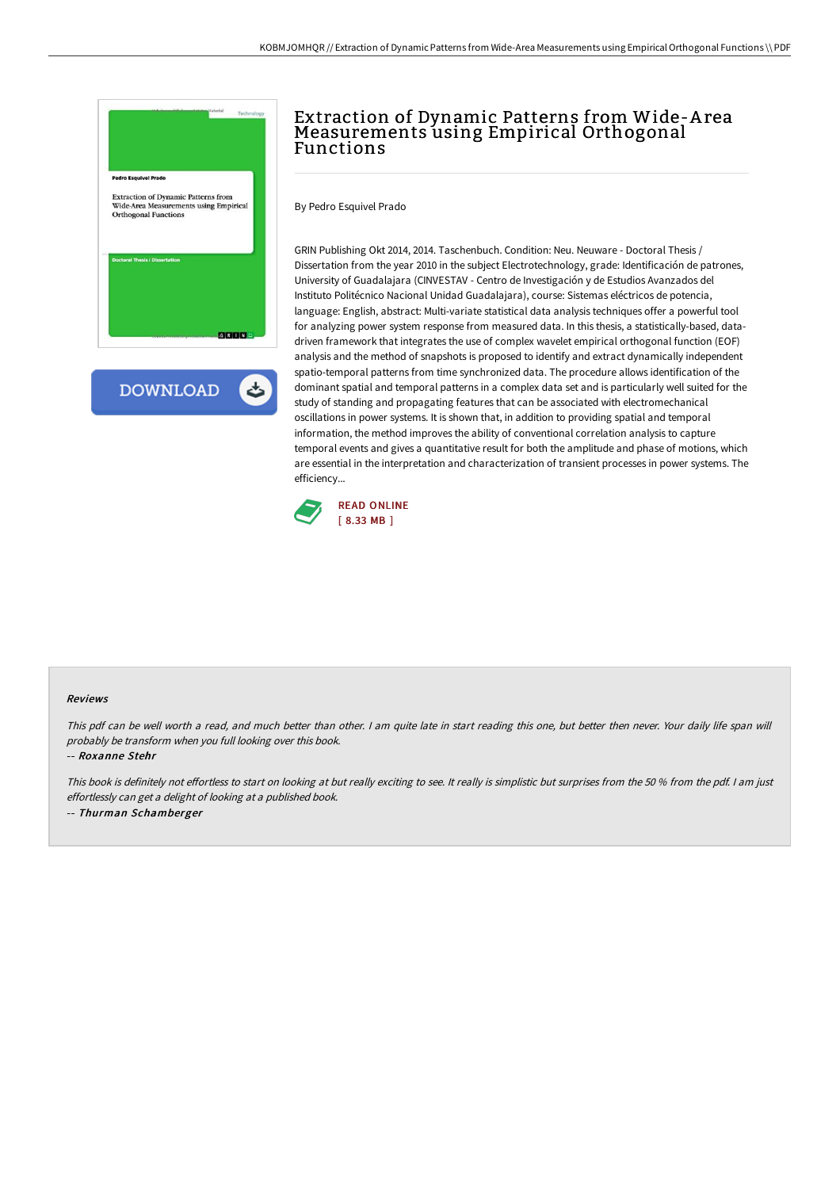# Extraction of Dynamic Patterns from Wide-Area Measurements using Empirical Orthogonal Functions

By Pedro Esquivel Prado

GRIN Publishing Okt 2014, 2014. Taschenbuch. Condition: Neu. Neuware - Doctoral Thesis / Dissertation from the year 2010 in the subject Electrotechnology, grade: Identificación de patrones, University of Guadalajara (CINVESTAV - Centro de Investigación y de Estudios Avanzados del Instituto Politécnico Nacional Unidad Guadalajara), course: Sistemas eléctricos de potencia, language: English, abstract: Multi-variate statistical data analysis techniques offer a powerful tool for analyzing power system response from measured data. In this thesis, a statistically-based, data-driven framework that integrates the use of complex wavelet empirical orthogonal function (EOF) analysis and the method of snapshots is proposed to identify and extract dynamically independent spatio-temporal patterns from time synchronized data. The procedure allows identification of the dominant spatial and temporal patterns in a complex data set and is particularly well suited for the study of standing and propagating features that can be associated with electromechanical oscillations in power systems. It is shown that, in addition to providing spatial and temporal information, the method improves the ability of conventional correlation analysis to capture temporal events and gives a quantitative result for both the amplitude and phase of motions, which are essential in the interpretation and characterization of transient processes in power systems. The efficiency...

READ ONLINE
[ 8.33 MB ]

## Reviews

*This pdf can be well worth a read, and much better than other. I am quite late in start reading this one, but better then never. Your daily life span will probably be transform when you full looking over this book.*

-- ***Roxanne Stehr***

*This book is definitely not effortless to start on looking at but really exciting to see. It really is simplistic but surprises from the 50 % from the pdf. I am just effortlessly can get a delight of looking at a published book.*

-- ***Thurman Schamberger***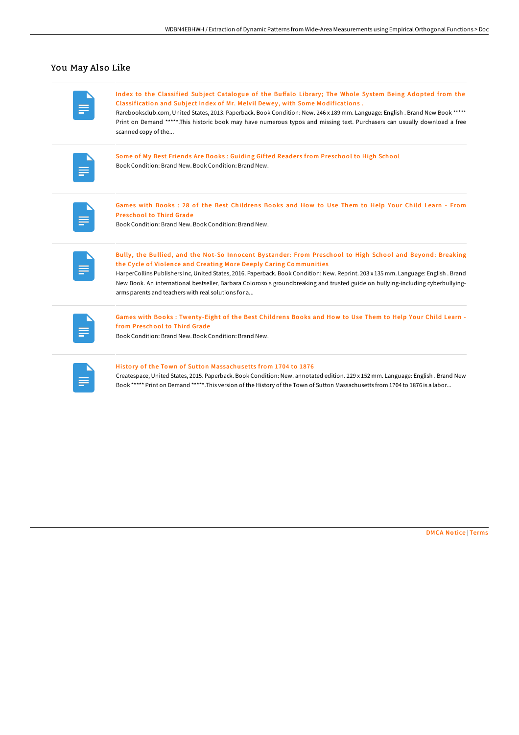## You May Also Like

**Index to the Classified Subject Catalogue of the Buffalo Library; The Whole System Being Adopted from the Classification and Subject Index of Mr. Melvil Dewey, with Some Modifications .**

Rarebooksclub.com, United States, 2013. Paperback. Book Condition: New. 246 x 189 mm. Language: English . Brand New Book ***** Print on Demand *****.This historic book may have numerous typos and missing text. Purchasers can usually download a free scanned copy of the...

**Some of My Best Friends Are Books : Guiding Gifted Readers from Preschool to High School**

Book Condition: Brand New. Book Condition: Brand New.

**Games with Books : 28 of the Best Childrens Books and How to Use Them to Help Your Child Learn - From Preschool to Third Grade**

Book Condition: Brand New. Book Condition: Brand New.

**Bully, the Bullied, and the Not-So Innocent Bystander: From Preschool to High School and Beyond: Breaking the Cycle of Violence and Creating More Deeply Caring Communities**

HarperCollins Publishers Inc, United States, 2016. Paperback. Book Condition: New. Reprint. 203 x 135 mm. Language: English . Brand New Book. An international bestseller, Barbara Coloroso s groundbreaking and trusted guide on bullying-including cyberbullying-arms parents and teachers with real solutions for a...

**Games with Books : Twenty-Eight of the Best Childrens Books and How to Use Them to Help Your Child Learn - from Preschool to Third Grade**

Book Condition: Brand New. Book Condition: Brand New.

**History of the Town of Sutton Massachusetts from 1704 to 1876**

Createspace, United States, 2015. Paperback. Book Condition: New. annotated edition. 229 x 152 mm. Language: English . Brand New Book ***** Print on Demand *****.This version of the History of the Town of Sutton Massachusetts from 1704 to 1876 is a labor...

DMCA Notice | Terms